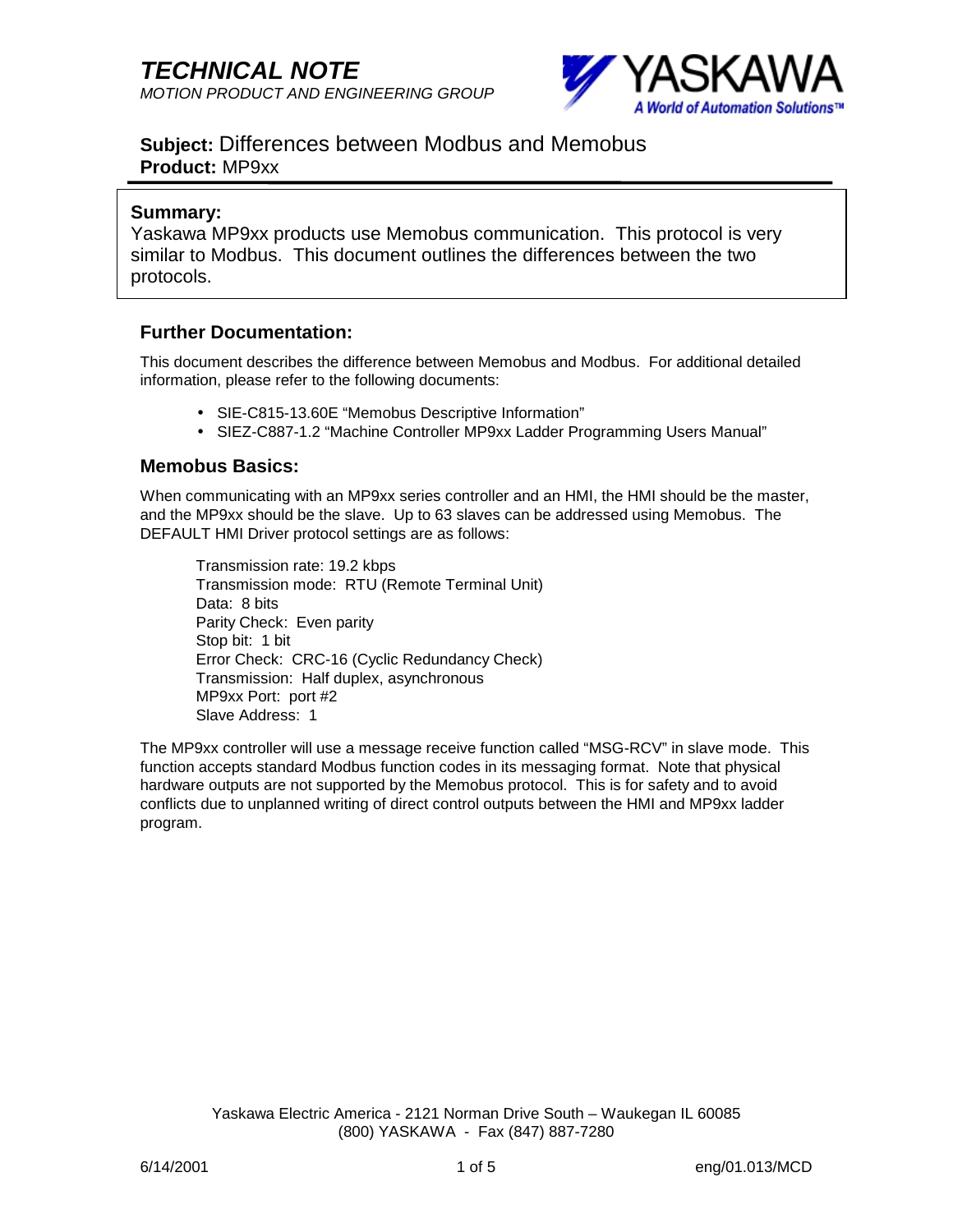# TECHNICAL NOTE

*MOTION PRODUCT AND ENGINEERING GROUP*

**Subject:** Differences between Modbus and Memobus
**Product:** MP9xx

**Summary:**
Yaskawa MP9xx products use Memobus communication. This protocol is very similar to Modbus. This document outlines the differences between the two protocols.

## Further Documentation:

This document describes the difference between Memobus and Modbus. For additional detailed information, please refer to the following documents:

- SIE-C815-13.60E "Memobus Descriptive Information"
- SIEZ-C887-1.2 "Machine Controller MP9xx Ladder Programming Users Manual"

## Memobus Basics:

When communicating with an MP9xx series controller and an HMI, the HMI should be the master, and the MP9xx should be the slave. Up to 63 slaves can be addressed using Memobus. The DEFAULT HMI Driver protocol settings are as follows:

Transmission rate: 19.2 kbps
Transmission mode: RTU (Remote Terminal Unit)
Data: 8 bits
Parity Check: Even parity
Stop bit: 1 bit
Error Check: CRC-16 (Cyclic Redundancy Check)
Transmission: Half duplex, asynchronous
MP9xx Port: port #2
Slave Address: 1

The MP9xx controller will use a message receive function called "MSG-RCV" in slave mode. This function accepts standard Modbus function codes in its messaging format. Note that physical hardware outputs are not supported by the Memobus protocol. This is for safety and to avoid conflicts due to unplanned writing of direct control outputs between the HMI and MP9xx ladder program.

Yaskawa Electric America - 2121 Norman Drive South – Waukegan IL 60085
(800) YASKAWA - Fax (847) 887-7280

6/14/2001 eng/01.013/MCD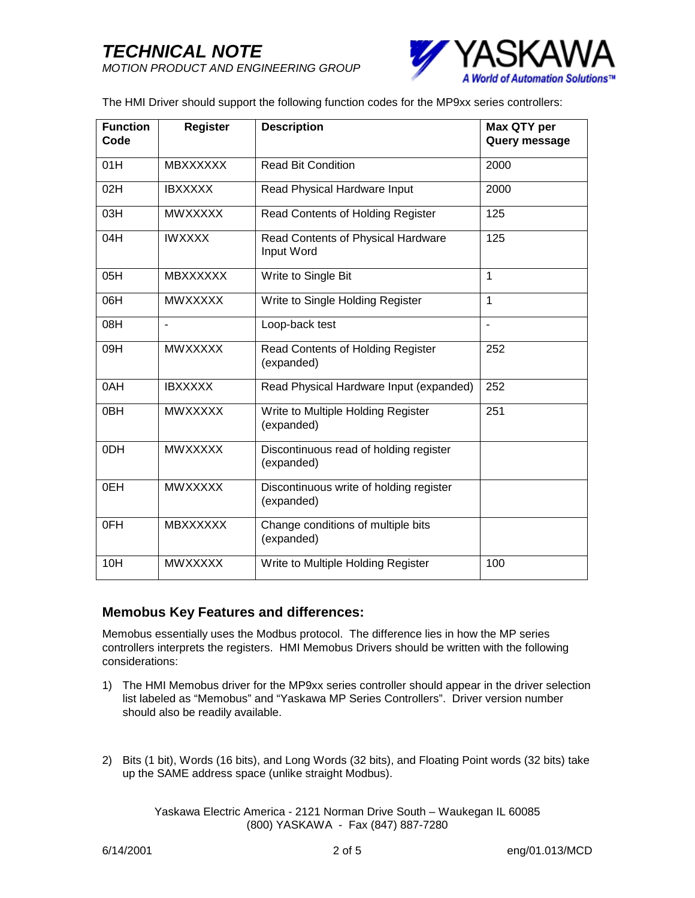The HMI Driver should support the following function codes for the MP9xx series controllers:

| Function Code | Register | Description | Max QTY per Query message |
|---|---|---|---|
| 01H | MBXXXXXX | Read Bit Condition | 2000 |
| 02H | IBXXXXX | Read Physical Hardware Input | 2000 |
| 03H | MWXXXXX | Read Contents of Holding Register | 125 |
| 04H | IWXXXX | Read Contents of Physical Hardware Input Word | 125 |
| 05H | MBXXXXXX | Write to Single Bit | 1 |
| 06H | MWXXXXX | Write to Single Holding Register | 1 |
| 08H | - | Loop-back test | - |
| 09H | MWXXXXX | Read Contents of Holding Register (expanded) | 252 |
| 0AH | IBXXXXX | Read Physical Hardware Input (expanded) | 252 |
| 0BH | MWXXXXX | Write to Multiple Holding Register (expanded) | 251 |
| 0DH | MWXXXXX | Discontinuous read of holding register (expanded) | |
| 0EH | MWXXXXX | Discontinuous write of holding register (expanded) | |
| 0FH | MBXXXXXX | Change conditions of multiple bits (expanded) | |
| 10H | MWXXXXX | Write to Multiple Holding Register | 100 |

## Memobus Key Features and differences:

Memobus essentially uses the Modbus protocol. The difference lies in how the MP series controllers interprets the registers. HMI Memobus Drivers should be written with the following considerations:

1) The HMI Memobus driver for the MP9xx series controller should appear in the driver selection list labeled as "Memobus" and "Yaskawa MP Series Controllers". Driver version number should also be readily available.

2) Bits (1 bit), Words (16 bits), and Long Words (32 bits), and Floating Point words (32 bits) take up the SAME address space (unlike straight Modbus).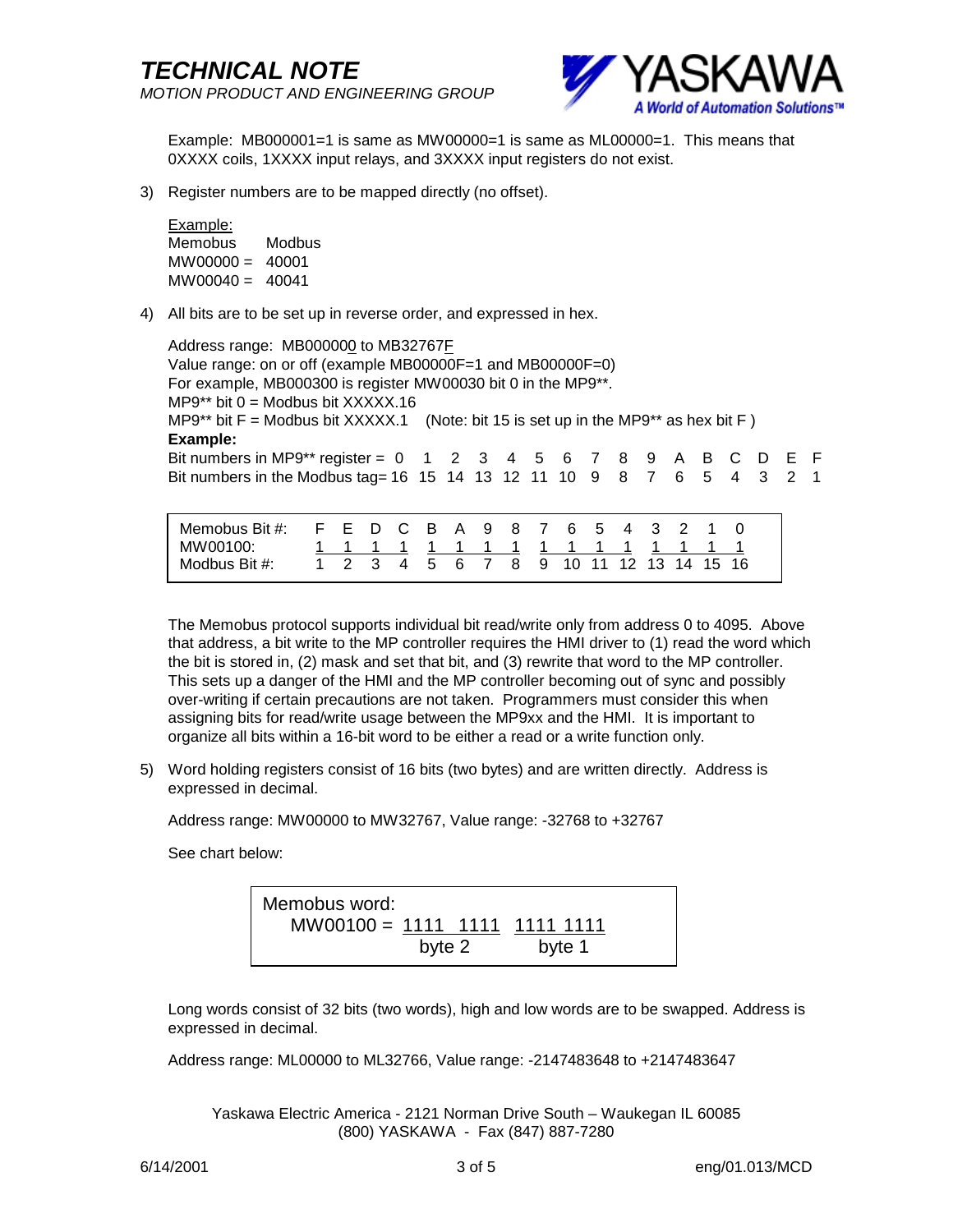Example: MB000001=1 is same as MW00000=1 is same as ML00000=1. This means that 0XXXX coils, 1XXXX input relays, and 3XXXX input registers do not exist.

3) Register numbers are to be mapped directly (no offset).

   <u>Example:</u>

   | Memobus | Modbus |
   |---|---|
   | MW00000 = | 40001 |
   | MW00040 = | 40041 |

4) All bits are to be set up in reverse order, and expressed in hex.

   Address range: MB00000<u>0</u> to MB32767<u>F</u>
   Value range: on or off (example MB00000F=1 and MB00000F=0)
   For example, MB000300 is register MW00030 bit 0 in the MP9**.
   MP9** bit 0 = Modbus bit XXXXX.16
   MP9** bit F = Modbus bit XXXXX.1 (Note: bit 15 is set up in the MP9** as hex bit F )
   **Example:**

   | Bit numbers in MP9** register = | 0 | 1 | 2 | 3 | 4 | 5 | 6 | 7 | 8 | 9 | A | B | C | D | E | F |
   |---|---|---|---|---|---|---|---|---|---|---|---|---|---|---|---|---|
   | Bit numbers in the Modbus tag= | 16 | 15 | 14 | 13 | 12 | 11 | 10 | 9 | 8 | 7 | 6 | 5 | 4 | 3 | 2 | 1 |

   | Memobus Bit #: | F | E | D | C | B | A | 9 | 8 | 7 | 6 | 5 | 4 | 3 | 2 | 1 | 0 |
   |---|---|---|---|---|---|---|---|---|---|---|---|---|---|---|---|---|
   | MW00100: | 1 | 1 | 1 | 1 | 1 | 1 | 1 | 1 | 1 | 1 | 1 | 1 | 1 | 1 | 1 | 1 |
   | Modbus Bit #: | 1 | 2 | 3 | 4 | 5 | 6 | 7 | 8 | 9 | 10 | 11 | 12 | 13 | 14 | 15 | 16 |

   The Memobus protocol supports individual bit read/write only from address 0 to 4095. Above that address, a bit write to the MP controller requires the HMI driver to (1) read the word which the bit is stored in, (2) mask and set that bit, and (3) rewrite that word to the MP controller. This sets up a danger of the HMI and the MP controller becoming out of sync and possibly over-writing if certain precautions are not taken. Programmers must consider this when assigning bits for read/write usage between the MP9xx and the HMI. It is important to organize all bits within a 16-bit word to be either a read or a write function only.

5) Word holding registers consist of 16 bits (two bytes) and are written directly. Address is expressed in decimal.

   Address range: MW00000 to MW32767, Value range: -32768 to +32767

   See chart below:

   | Memobus word: | | |
   |---|---|---|
   | MW00100 = | <u>1111 1111</u> | <u>1111 1111</u> |
   | | byte 2 | byte 1 |

   Long words consist of 32 bits (two words), high and low words are to be swapped. Address is expressed in decimal.

   Address range: ML00000 to ML32766, Value range: -2147483648 to +2147483647

Yaskawa Electric America - 2121 Norman Drive South – Waukegan IL 60085
(800) YASKAWA - Fax (847) 887-7280

6/14/2001 eng/01.013/MCD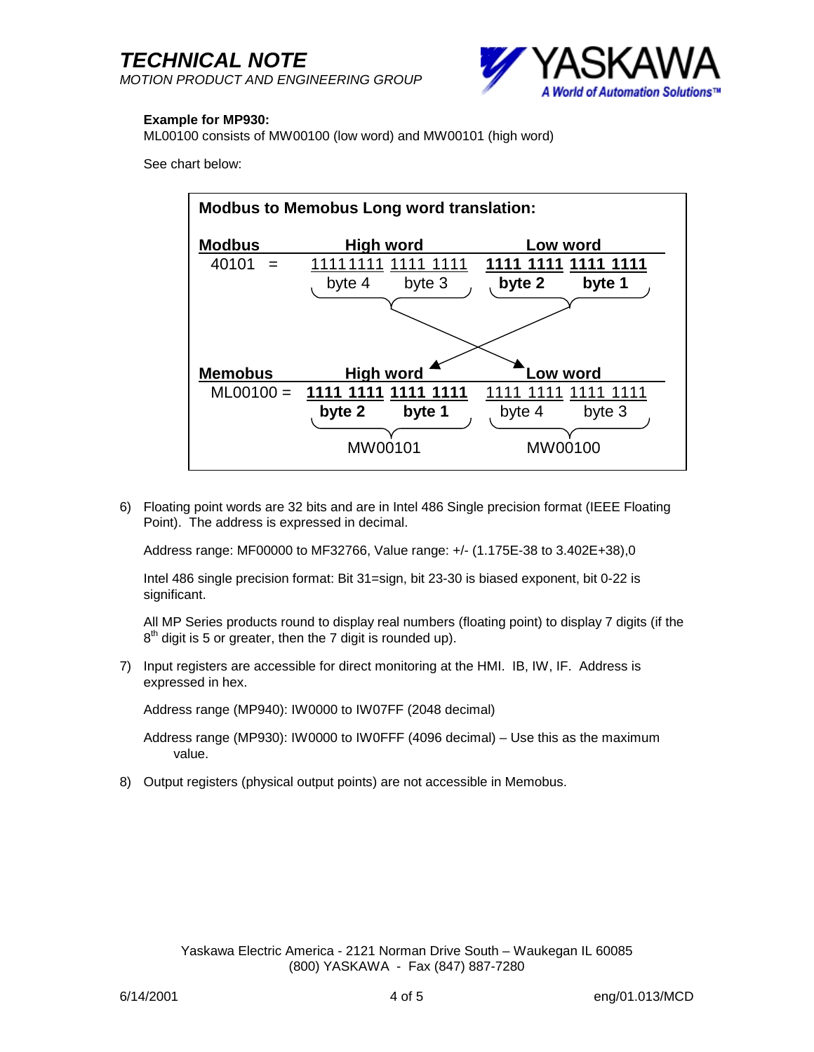**Example for MP930:**

ML00100 consists of MW00100 (low word) and MW00101 (high word)

See chart below:

**Modbus to Memobus Long word translation:**

| **Modbus** | **High word** | | **Low word** | |
|---|---|---|---|---|
| 40101 = | 1111 1111 | 1111 1111 | **1111 1111** | **1111 1111** |
| | byte 4 | byte 3 | **byte 2** | **byte 1** |

| **Memobus** | **High word** | | **Low word** | |
|---|---|---|---|---|
| ML00100 = | **1111 1111** | **1111 1111** | 1111 1111 | 1111 1111 |
| | **byte 2** | **byte 1** | byte 4 | byte 3 |
| | MW00101 | | MW00100 | |

6) Floating point words are 32 bits and are in Intel 486 Single precision format (IEEE Floating Point). The address is expressed in decimal.

   Address range: MF00000 to MF32766, Value range: +/- (1.175E-38 to 3.402E+38),0

   Intel 486 single precision format: Bit 31=sign, bit 23-30 is biased exponent, bit 0-22 is significant.

   All MP Series products round to display real numbers (floating point) to display 7 digits (if the 8th digit is 5 or greater, then the 7 digit is rounded up).

7) Input registers are accessible for direct monitoring at the HMI. IB, IW, IF. Address is expressed in hex.

   Address range (MP940): IW0000 to IW07FF (2048 decimal)

   Address range (MP930): IW0000 to IW0FFF (4096 decimal) – Use this as the maximum value.

8) Output registers (physical output points) are not accessible in Memobus.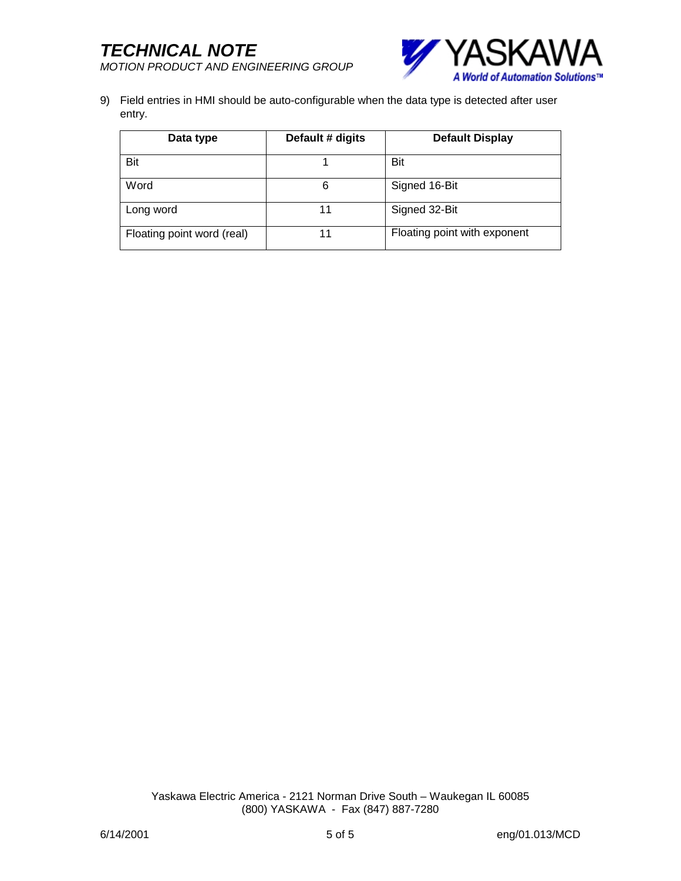9) Field entries in HMI should be auto-configurable when the data type is detected after user entry.

| Data type | Default # digits | Default Display |
|---|---|---|
| Bit | 1 | Bit |
| Word | 6 | Signed 16-Bit |
| Long word | 11 | Signed 32-Bit |
| Floating point word (real) | 11 | Floating point with exponent |

Yaskawa Electric America - 2121 Norman Drive South – Waukegan IL 60085
(800) YASKAWA - Fax (847) 887-7280